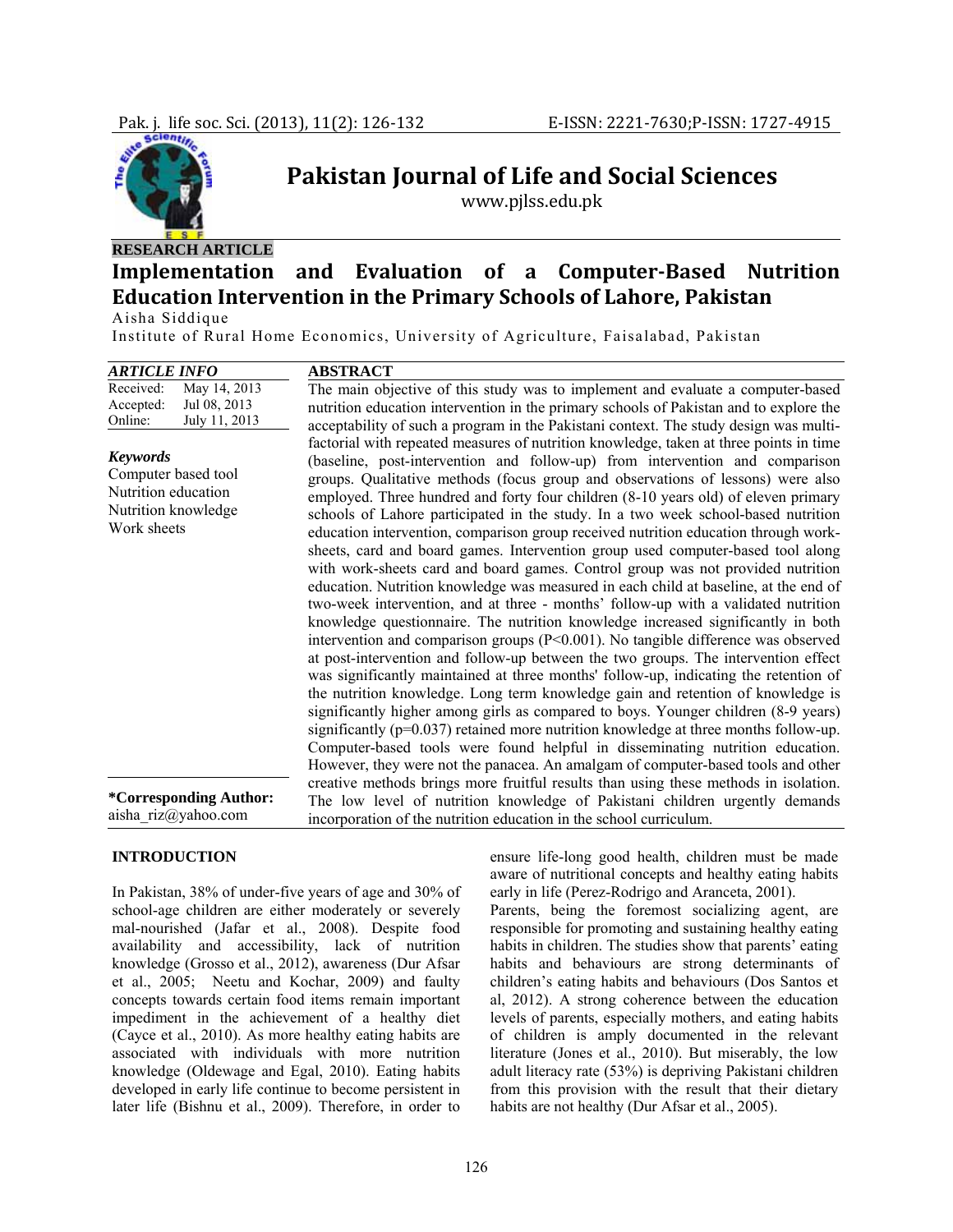RESEARCH ARTICLE

# Implementation and Evaluation of a Computer-Based Nutrition Education Intervention in the Primary Schools of Lahore, Pakistan

Aisha Siddique

Institute of Rural Home Economics, University of Agriculture, Faisalabad, Pakistan

| ARTICLE INFO | |
|---|---|
| Received: | May 14, 2013 |
| Accepted: | Jul 08, 2013 |
| Online: | July 11, 2013 |

***Keywords***

Computer based tool
Nutrition education
Nutrition knowledge
Work sheets

**\*Corresponding Author:**
aisha_riz@yahoo.com

## ABSTRACT

The main objective of this study was to implement and evaluate a computer-based nutrition education intervention in the primary schools of Pakistan and to explore the acceptability of such a program in the Pakistani context. The study design was multi-factorial with repeated measures of nutrition knowledge, taken at three points in time (baseline, post-intervention and follow-up) from intervention and comparison groups. Qualitative methods (focus group and observations of lessons) were also employed. Three hundred and forty four children (8-10 years old) of eleven primary schools of Lahore participated in the study. In a two week school-based nutrition education intervention, comparison group received nutrition education through work-sheets, card and board games. Intervention group used computer-based tool along with work-sheets card and board games. Control group was not provided nutrition education. Nutrition knowledge was measured in each child at baseline, at the end of two-week intervention, and at three - months' follow-up with a validated nutrition knowledge questionnaire. The nutrition knowledge increased significantly in both intervention and comparison groups ($P<0.001$). No tangible difference was observed at post-intervention and follow-up between the two groups. The intervention effect was significantly maintained at three months' follow-up, indicating the retention of the nutrition knowledge. Long term knowledge gain and retention of knowledge is significantly higher among girls as compared to boys. Younger children (8-9 years) significantly ($p=0.037$) retained more nutrition knowledge at three months follow-up. Computer-based tools were found helpful in disseminating nutrition education. However, they were not the panacea. An amalgam of computer-based tools and other creative methods brings more fruitful results than using these methods in isolation. The low level of nutrition knowledge of Pakistani children urgently demands incorporation of the nutrition education in the school curriculum.

## INTRODUCTION

In Pakistan, 38% of under-five years of age and 30% of school-age children are either moderately or severely mal-nourished (Jafar et al., 2008). Despite food availability and accessibility, lack of nutrition knowledge (Grosso et al., 2012), awareness (Dur Afsar et al., 2005; Neetu and Kochar, 2009) and faulty concepts towards certain food items remain important impediment in the achievement of a healthy diet (Cayce et al., 2010). As more healthy eating habits are associated with individuals with more nutrition knowledge (Oldewage and Egal, 2010). Eating habits developed in early life continue to become persistent in later life (Bishnu et al., 2009). Therefore, in order to ensure life-long good health, children must be made aware of nutritional concepts and healthy eating habits early in life (Perez-Rodrigo and Aranceta, 2001).

Parents, being the foremost socializing agent, are responsible for promoting and sustaining healthy eating habits in children. The studies show that parents' eating habits and behaviours are strong determinants of children's eating habits and behaviours (Dos Santos et al, 2012). A strong coherence between the education levels of parents, especially mothers, and eating habits of children is amply documented in the relevant literature (Jones et al., 2010). But miserably, the low adult literacy rate (53%) is depriving Pakistani children from this provision with the result that their dietary habits are not healthy (Dur Afsar et al., 2005).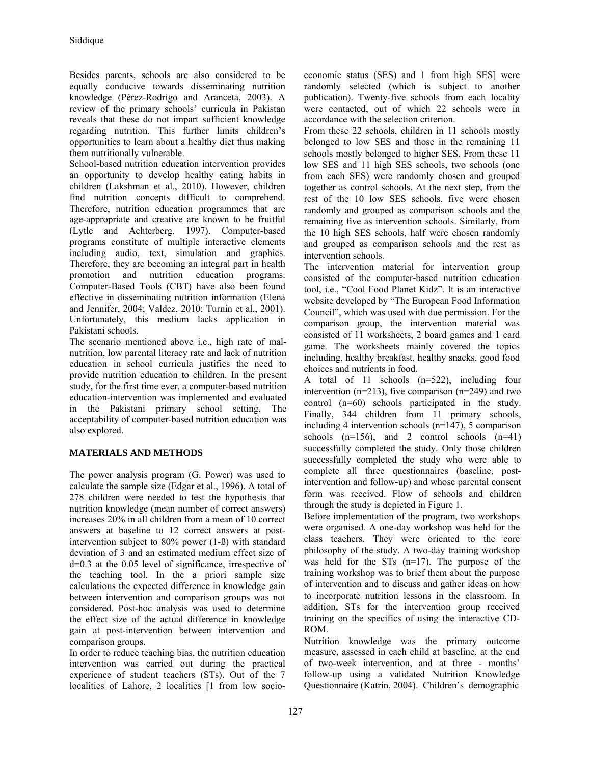Besides parents, schools are also considered to be equally conducive towards disseminating nutrition knowledge (Pérez-Rodrigo and Aranceta, 2003). A review of the primary schools' curricula in Pakistan reveals that these do not impart sufficient knowledge regarding nutrition. This further limits children's opportunities to learn about a healthy diet thus making them nutritionally vulnerable.

School-based nutrition education intervention provides an opportunity to develop healthy eating habits in children (Lakshman et al., 2010). However, children find nutrition concepts difficult to comprehend. Therefore, nutrition education programmes that are age-appropriate and creative are known to be fruitful (Lytle and Achterberg, 1997). Computer-based programs constitute of multiple interactive elements including audio, text, simulation and graphics. Therefore, they are becoming an integral part in health promotion and nutrition education programs. Computer-Based Tools (CBT) have also been found effective in disseminating nutrition information (Elena and Jennifer, 2004; Valdez, 2010; Turnin et al., 2001). Unfortunately, this medium lacks application in Pakistani schools.

The scenario mentioned above i.e., high rate of mal-nutrition, low parental literacy rate and lack of nutrition education in school curricula justifies the need to provide nutrition education to children. In the present study, for the first time ever, a computer-based nutrition education-intervention was implemented and evaluated in the Pakistani primary school setting. The acceptability of computer-based nutrition education was also explored.

## MATERIALS AND METHODS

The power analysis program (G. Power) was used to calculate the sample size (Edgar et al., 1996). A total of 278 children were needed to test the hypothesis that nutrition knowledge (mean number of correct answers) increases 20% in all children from a mean of 10 correct answers at baseline to 12 correct answers at post-intervention subject to 80% power (1-ß) with standard deviation of 3 and an estimated medium effect size of d=0.3 at the 0.05 level of significance, irrespective of the teaching tool. In the a priori sample size calculations the expected difference in knowledge gain between intervention and comparison groups was not considered. Post-hoc analysis was used to determine the effect size of the actual difference in knowledge gain at post-intervention between intervention and comparison groups.

In order to reduce teaching bias, the nutrition education intervention was carried out during the practical experience of student teachers (STs). Out of the 7 localities of Lahore, 2 localities [1 from low socio-economic status (SES) and 1 from high SES] were randomly selected (which is subject to another publication). Twenty-five schools from each locality were contacted, out of which 22 schools were in accordance with the selection criterion.

From these 22 schools, children in 11 schools mostly belonged to low SES and those in the remaining 11 schools mostly belonged to higher SES. From these 11 low SES and 11 high SES schools, two schools (one from each SES) were randomly chosen and grouped together as control schools. At the next step, from the rest of the 10 low SES schools, five were chosen randomly and grouped as comparison schools and the remaining five as intervention schools. Similarly, from the 10 high SES schools, half were chosen randomly and grouped as comparison schools and the rest as intervention schools.

The intervention material for intervention group consisted of the computer-based nutrition education tool, i.e., "Cool Food Planet Kidz". It is an interactive website developed by "The European Food Information Council", which was used with due permission. For the comparison group, the intervention material was consisted of 11 worksheets, 2 board games and 1 card game. The worksheets mainly covered the topics including, healthy breakfast, healthy snacks, good food choices and nutrients in food.

A total of 11 schools (n=522), including four intervention (n=213), five comparison (n=249) and two control (n=60) schools participated in the study. Finally, 344 children from 11 primary schools, including 4 intervention schools (n=147), 5 comparison schools (n=156), and 2 control schools (n=41) successfully completed the study. Only those children successfully completed the study who were able to complete all three questionnaires (baseline, post-intervention and follow-up) and whose parental consent form was received. Flow of schools and children through the study is depicted in Figure 1.

Before implementation of the program, two workshops were organised. A one-day workshop was held for the class teachers. They were oriented to the core philosophy of the study. A two-day training workshop was held for the STs (n=17). The purpose of the training workshop was to brief them about the purpose of intervention and to discuss and gather ideas on how to incorporate nutrition lessons in the classroom. In addition, STs for the intervention group received training on the specifics of using the interactive CD-ROM.

Nutrition knowledge was the primary outcome measure, assessed in each child at baseline, at the end of two-week intervention, and at three - months' follow-up using a validated Nutrition Knowledge Questionnaire (Katrin, 2004). Children's demographic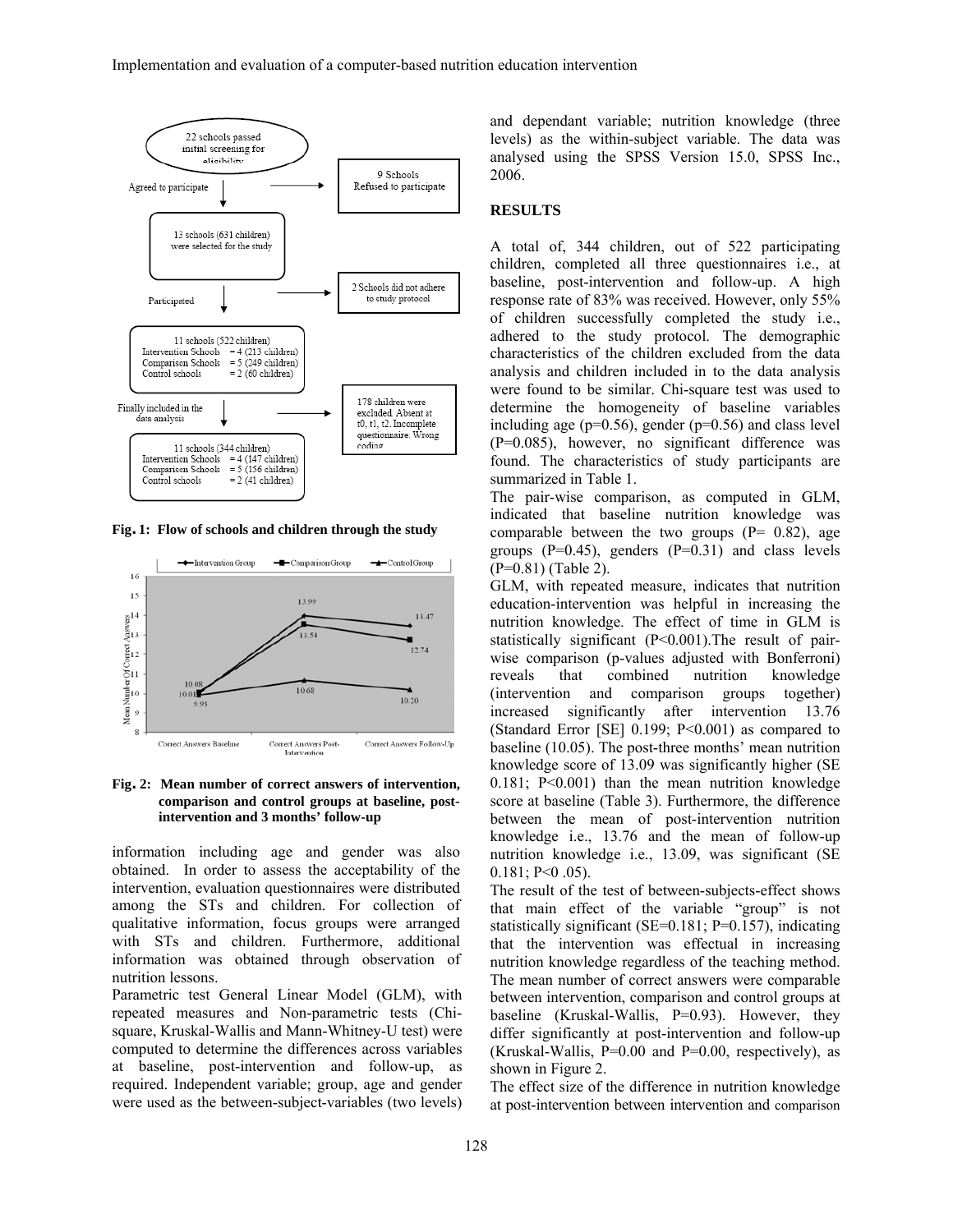Fig. 1: Flow of schools and children through the study

Fig. 2: Mean number of correct answers of intervention, comparison and control groups at baseline, post-intervention and 3 months' follow-up

information including age and gender was also obtained. In order to assess the acceptability of the intervention, evaluation questionnaires were distributed among the STs and children. For collection of qualitative information, focus groups were arranged with STs and children. Furthermore, additional information was obtained through observation of nutrition lessons.

Parametric test General Linear Model (GLM), with repeated measures and Non-parametric tests (Chi-square, Kruskal-Wallis and Mann-Whitney-U test) were computed to determine the differences across variables at baseline, post-intervention and follow-up, as required. Independent variable; group, age and gender were used as the between-subject-variables (two levels) and dependant variable; nutrition knowledge (three levels) as the within-subject variable. The data was analysed using the SPSS Version 15.0, SPSS Inc., 2006.

## RESULTS

A total of, 344 children, out of 522 participating children, completed all three questionnaires i.e., at baseline, post-intervention and follow-up. A high response rate of 83% was received. However, only 55% of children successfully completed the study i.e., adhered to the study protocol. The demographic characteristics of the children excluded from the data analysis and children included in to the data analysis were found to be similar. Chi-square test was used to determine the homogeneity of baseline variables including age (p=0.56), gender (p=0.56) and class level (P=0.085), however, no significant difference was found. The characteristics of study participants are summarized in Table 1.

The pair-wise comparison, as computed in GLM, indicated that baseline nutrition knowledge was comparable between the two groups (P= 0.82), age groups (P=0.45), genders (P=0.31) and class levels (P=0.81) (Table 2).

GLM, with repeated measure, indicates that nutrition education-intervention was helpful in increasing the nutrition knowledge. The effect of time in GLM is statistically significant (P<0.001).The result of pair-wise comparison (p-values adjusted with Bonferroni) reveals that combined nutrition knowledge (intervention and comparison groups together) increased significantly after intervention 13.76 (Standard Error [SE] 0.199; P<0.001) as compared to baseline (10.05). The post-three months' mean nutrition knowledge score of 13.09 was significantly higher (SE 0.181; P<0.001) than the mean nutrition knowledge score at baseline (Table 3). Furthermore, the difference between the mean of post-intervention nutrition knowledge i.e., 13.76 and the mean of follow-up nutrition knowledge i.e., 13.09, was significant (SE 0.181; P<0 .05).

The result of the test of between-subjects-effect shows that main effect of the variable "group" is not statistically significant (SE=0.181; P=0.157), indicating that the intervention was effectual in increasing nutrition knowledge regardless of the teaching method. The mean number of correct answers were comparable between intervention, comparison and control groups at baseline (Kruskal-Wallis, P=0.93). However, they differ significantly at post-intervention and follow-up (Kruskal-Wallis, P=0.00 and P=0.00, respectively), as shown in Figure 2.

The effect size of the difference in nutrition knowledge at post-intervention between intervention and comparison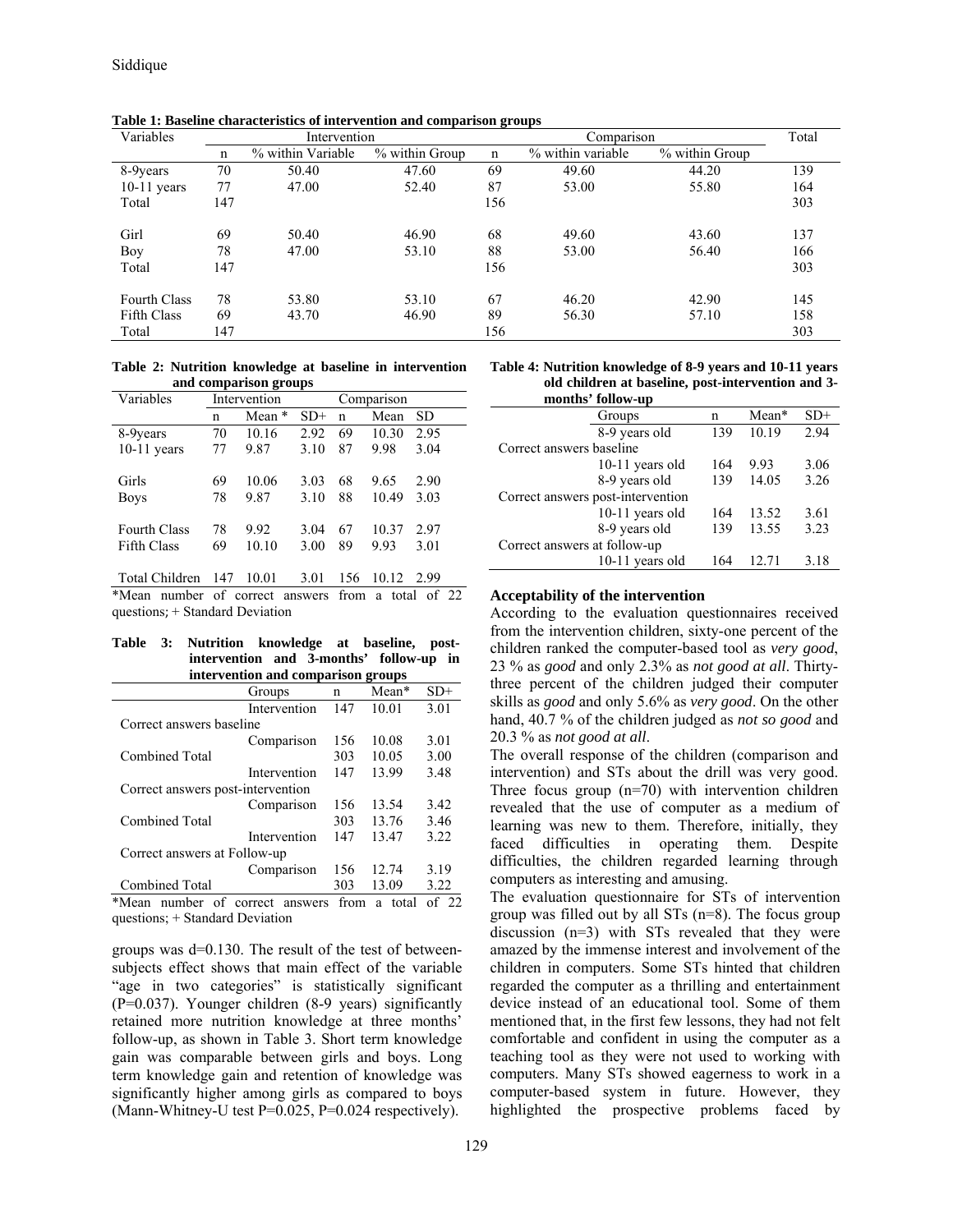**Table 1: Baseline characteristics of intervention and comparison groups**

| Variables | Intervention | | | Comparison | | | Total |
|---|---|---|---|---|---|---|---|
| | n | % within Variable | % within Group | n | % within variable | % within Group | |
| 8-9years | 70 | 50.40 | 47.60 | 69 | 49.60 | 44.20 | 139 |
| 10-11 years | 77 | 47.00 | 52.40 | 87 | 53.00 | 55.80 | 164 |
| Total | 147 | | | 156 | | | 303 |
| Girl | 69 | 50.40 | 46.90 | 68 | 49.60 | 43.60 | 137 |
| Boy | 78 | 47.00 | 53.10 | 88 | 53.00 | 56.40 | 166 |
| Total | 147 | | | 156 | | | 303 |
| Fourth Class | 78 | 53.80 | 53.10 | 67 | 46.20 | 42.90 | 145 |
| Fifth Class | 69 | 43.70 | 46.90 | 89 | 56.30 | 57.10 | 158 |
| Total | 147 | | | 156 | | | 303 |

**Table 2: Nutrition knowledge at baseline in intervention and comparison groups**

| Variables | Intervention | | | Comparison | | |
|---|---|---|---|---|---|---|
| | n | Mean * | SD+ | n | Mean | SD |
| 8-9years | 70 | 10.16 | 2.92 | 69 | 10.30 | 2.95 |
| 10-11 years | 77 | 9.87 | 3.10 | 87 | 9.98 | 3.04 |
| Girls | 69 | 10.06 | 3.03 | 68 | 9.65 | 2.90 |
| Boys | 78 | 9.87 | 3.10 | 88 | 10.49 | 3.03 |
| Fourth Class | 78 | 9.92 | 3.04 | 67 | 10.37 | 2.97 |
| Fifth Class | 69 | 10.10 | 3.00 | 89 | 9.93 | 3.01 |
| Total Children | 147 | 10.01 | 3.01 | 156 | 10.12 | 2.99 |

*Mean number of correct answers from a total of 22 questions; + Standard Deviation

**Table 3: Nutrition knowledge at baseline, post-intervention and 3-months' follow-up in intervention and comparison groups**

| | Groups | n | Mean* | SD+ |
|---|---|---|---|---|
| Correct answers baseline | Intervention | 147 | 10.01 | 3.01 |
| | Comparison | 156 | 10.08 | 3.01 |
| Combined Total | | 303 | 10.05 | 3.00 |
| Correct answers post-intervention | Intervention | 147 | 13.99 | 3.48 |
| | Comparison | 156 | 13.54 | 3.42 |
| Combined Total | | 303 | 13.76 | 3.46 |
| Correct answers at Follow-up | Intervention | 147 | 13.47 | 3.22 |
| | Comparison | 156 | 12.74 | 3.19 |
| Combined Total | | 303 | 13.09 | 3.22 |

*Mean number of correct answers from a total of 22 questions; + Standard Deviation

groups was d=0.130. The result of the test of between-subjects effect shows that main effect of the variable "age in two categories" is statistically significant (P=0.037). Younger children (8-9 years) significantly retained more nutrition knowledge at three months' follow-up, as shown in Table 3. Short term knowledge gain was comparable between girls and boys. Long term knowledge gain and retention of knowledge was significantly higher among girls as compared to boys (Mann-Whitney-U test P=0.025, P=0.024 respectively).

**Table 4: Nutrition knowledge of 8-9 years and 10-11 years old children at baseline, post-intervention and 3-months' follow-up**

| | Groups | n | Mean* | SD+ |
|---|---|---|---|---|
| Correct answers baseline | 8-9 years old | 139 | 10.19 | 2.94 |
| | 10-11 years old | 164 | 9.93 | 3.06 |
| Correct answers post-intervention | 8-9 years old | 139 | 14.05 | 3.26 |
| | 10-11 years old | 164 | 13.52 | 3.61 |
| Correct answers at follow-up | 8-9 years old | 139 | 13.55 | 3.23 |
| | 10-11 years old | 164 | 12.71 | 3.18 |

### Acceptability of the intervention

According to the evaluation questionnaires received from the intervention children, sixty-one percent of the children ranked the computer-based tool as *very good*, 23 % as *good* and only 2.3% as *not good at all*. Thirty-three percent of the children judged their computer skills as *good* and only 5.6% as *very good*. On the other hand, 40.7 % of the children judged as *not so good* and 20.3 % as *not good at all*.

The overall response of the children (comparison and intervention) and STs about the drill was very good. Three focus group (n=70) with intervention children revealed that the use of computer as a medium of learning was new to them. Therefore, initially, they faced difficulties in operating them. Despite difficulties, the children regarded learning through computers as interesting and amusing.

The evaluation questionnaire for STs of intervention group was filled out by all STs (n=8). The focus group discussion (n=3) with STs revealed that they were amazed by the immense interest and involvement of the children in computers. Some STs hinted that children regarded the computer as a thrilling and entertainment device instead of an educational tool. Some of them mentioned that, in the first few lessons, they had not felt comfortable and confident in using the computer as a teaching tool as they were not used to working with computers. Many STs showed eagerness to work in a computer-based system in future. However, they highlighted the prospective problems faced by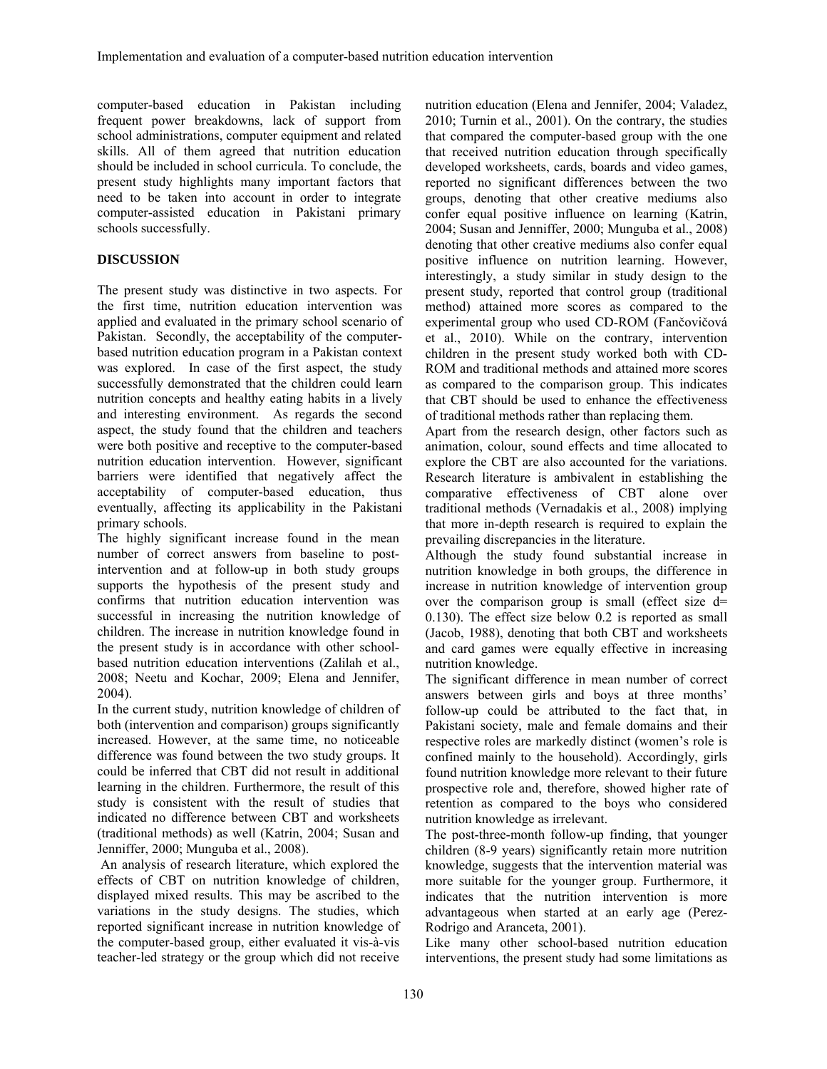computer-based education in Pakistan including frequent power breakdowns, lack of support from school administrations, computer equipment and related skills. All of them agreed that nutrition education should be included in school curricula. To conclude, the present study highlights many important factors that need to be taken into account in order to integrate computer-assisted education in Pakistani primary schools successfully.

## DISCUSSION

The present study was distinctive in two aspects. For the first time, nutrition education intervention was applied and evaluated in the primary school scenario of Pakistan. Secondly, the acceptability of the computer-based nutrition education program in a Pakistan context was explored. In case of the first aspect, the study successfully demonstrated that the children could learn nutrition concepts and healthy eating habits in a lively and interesting environment. As regards the second aspect, the study found that the children and teachers were both positive and receptive to the computer-based nutrition education intervention. However, significant barriers were identified that negatively affect the acceptability of computer-based education, thus eventually, affecting its applicability in the Pakistani primary schools.

The highly significant increase found in the mean number of correct answers from baseline to post-intervention and at follow-up in both study groups supports the hypothesis of the present study and confirms that nutrition education intervention was successful in increasing the nutrition knowledge of children. The increase in nutrition knowledge found in the present study is in accordance with other school-based nutrition education interventions (Zalilah et al., 2008; Neetu and Kochar, 2009; Elena and Jennifer, 2004).

In the current study, nutrition knowledge of children of both (intervention and comparison) groups significantly increased. However, at the same time, no noticeable difference was found between the two study groups. It could be inferred that CBT did not result in additional learning in the children. Furthermore, the result of this study is consistent with the result of studies that indicated no difference between CBT and worksheets (traditional methods) as well (Katrin, 2004; Susan and Jenniffer, 2000; Munguba et al., 2008).

An analysis of research literature, which explored the effects of CBT on nutrition knowledge of children, displayed mixed results. This may be ascribed to the variations in the study designs. The studies, which reported significant increase in nutrition knowledge of the computer-based group, either evaluated it vis-à-vis teacher-led strategy or the group which did not receive nutrition education (Elena and Jennifer, 2004; Valadez, 2010; Turnin et al., 2001). On the contrary, the studies that compared the computer-based group with the one that received nutrition education through specifically developed worksheets, cards, boards and video games, reported no significant differences between the two groups, denoting that other creative mediums also confer equal positive influence on learning (Katrin, 2004; Susan and Jenniffer, 2000; Munguba et al., 2008) denoting that other creative mediums also confer equal positive influence on nutrition learning. However, interestingly, a study similar in study design to the present study, reported that control group (traditional method) attained more scores as compared to the experimental group who used CD-ROM (Fančovičová et al., 2010). While on the contrary, intervention children in the present study worked both with CD-ROM and traditional methods and attained more scores as compared to the comparison group. This indicates that CBT should be used to enhance the effectiveness of traditional methods rather than replacing them.

Apart from the research design, other factors such as animation, colour, sound effects and time allocated to explore the CBT are also accounted for the variations. Research literature is ambivalent in establishing the comparative effectiveness of CBT alone over traditional methods (Vernadakis et al., 2008) implying that more in-depth research is required to explain the prevailing discrepancies in the literature.

Although the study found substantial increase in nutrition knowledge in both groups, the difference in increase in nutrition knowledge of intervention group over the comparison group is small (effect size $d = 0.130$). The effect size below 0.2 is reported as small (Jacob, 1988), denoting that both CBT and worksheets and card games were equally effective in increasing nutrition knowledge.

The significant difference in mean number of correct answers between girls and boys at three months' follow-up could be attributed to the fact that, in Pakistani society, male and female domains and their respective roles are markedly distinct (women's role is confined mainly to the household). Accordingly, girls found nutrition knowledge more relevant to their future prospective role and, therefore, showed higher rate of retention as compared to the boys who considered nutrition knowledge as irrelevant.

The post-three-month follow-up finding, that younger children (8-9 years) significantly retain more nutrition knowledge, suggests that the intervention material was more suitable for the younger group. Furthermore, it indicates that the nutrition intervention is more advantageous when started at an early age (Perez-Rodrigo and Aranceta, 2001).

Like many other school-based nutrition education interventions, the present study had some limitations as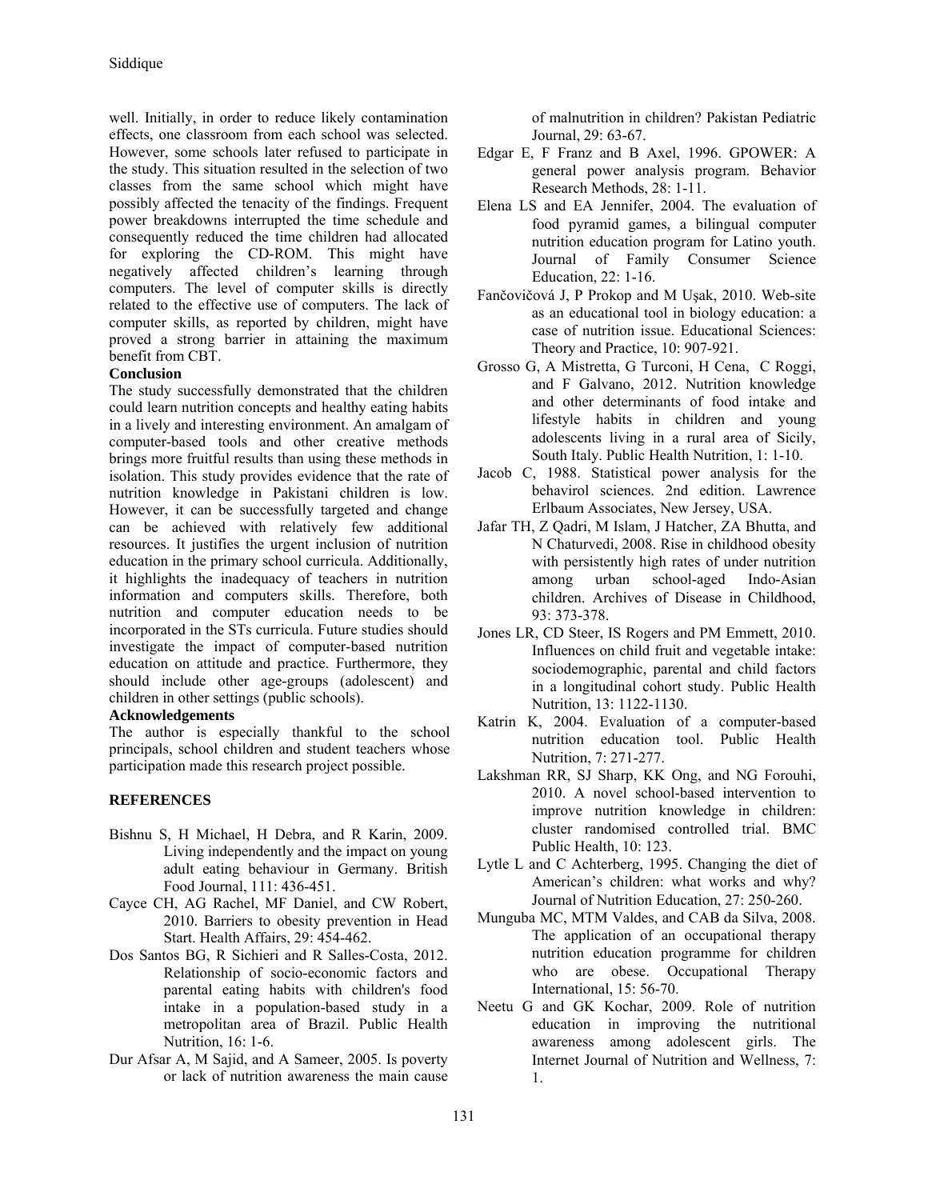well. Initially, in order to reduce likely contamination effects, one classroom from each school was selected. However, some schools later refused to participate in the study. This situation resulted in the selection of two classes from the same school which might have possibly affected the tenacity of the findings. Frequent power breakdowns interrupted the time schedule and consequently reduced the time children had allocated for exploring the CD-ROM. This might have negatively affected children's learning through computers. The level of computer skills is directly related to the effective use of computers. The lack of computer skills, as reported by children, might have proved a strong barrier in attaining the maximum benefit from CBT.

**Conclusion**

The study successfully demonstrated that the children could learn nutrition concepts and healthy eating habits in a lively and interesting environment. An amalgam of computer-based tools and other creative methods brings more fruitful results than using these methods in isolation. This study provides evidence that the rate of nutrition knowledge in Pakistani children is low. However, it can be successfully targeted and change can be achieved with relatively few additional resources. It justifies the urgent inclusion of nutrition education in the primary school curricula. Additionally, it highlights the inadequacy of teachers in nutrition information and computers skills. Therefore, both nutrition and computer education needs to be incorporated in the STs curricula. Future studies should investigate the impact of computer-based nutrition education on attitude and practice. Furthermore, they should include other age-groups (adolescent) and children in other settings (public schools).

**Acknowledgements**

The author is especially thankful to the school principals, school children and student teachers whose participation made this research project possible.

## REFERENCES

Bishnu S, H Michael, H Debra, and R Karin, 2009. Living independently and the impact on young adult eating behaviour in Germany. British Food Journal, 111: 436-451.

Cayce CH, AG Rachel, MF Daniel, and CW Robert, 2010. Barriers to obesity prevention in Head Start. Health Affairs, 29: 454-462.

Dos Santos BG, R Sichieri and R Salles-Costa, 2012. Relationship of socio-economic factors and parental eating habits with children's food intake in a population-based study in a metropolitan area of Brazil. Public Health Nutrition, 16: 1-6.

Dur Afsar A, M Sajid, and A Sameer, 2005. Is poverty or lack of nutrition awareness the main cause of malnutrition in children? Pakistan Pediatric Journal, 29: 63-67.

Edgar E, F Franz and B Axel, 1996. GPOWER: A general power analysis program. Behavior Research Methods, 28: 1-11.

Elena LS and EA Jennifer, 2004. The evaluation of food pyramid games, a bilingual computer nutrition education program for Latino youth. Journal of Family Consumer Science Education, 22: 1-16.

Fančovičová J, P Prokop and M Uşak, 2010. Web-site as an educational tool in biology education: a case of nutrition issue. Educational Sciences: Theory and Practice, 10: 907-921.

Grosso G, A Mistretta, G Turconi, H Cena, C Roggi, and F Galvano, 2012. Nutrition knowledge and other determinants of food intake and lifestyle habits in children and young adolescents living in a rural area of Sicily, South Italy. Public Health Nutrition, 1: 1-10.

Jacob C, 1988. Statistical power analysis for the behavirol sciences. 2nd edition. Lawrence Erlbaum Associates, New Jersey, USA.

Jafar TH, Z Qadri, M Islam, J Hatcher, ZA Bhutta, and N Chaturvedi, 2008. Rise in childhood obesity with persistently high rates of under nutrition among urban school-aged Indo-Asian children. Archives of Disease in Childhood, 93: 373-378.

Jones LR, CD Steer, IS Rogers and PM Emmett, 2010. Influences on child fruit and vegetable intake: sociodemographic, parental and child factors in a longitudinal cohort study. Public Health Nutrition, 13: 1122-1130.

Katrin K, 2004. Evaluation of a computer-based nutrition education tool. Public Health Nutrition, 7: 271-277.

Lakshman RR, SJ Sharp, KK Ong, and NG Forouhi, 2010. A novel school-based intervention to improve nutrition knowledge in children: cluster randomised controlled trial. BMC Public Health, 10: 123.

Lytle L and C Achterberg, 1995. Changing the diet of American's children: what works and why? Journal of Nutrition Education, 27: 250-260.

Munguba MC, MTM Valdes, and CAB da Silva, 2008. The application of an occupational therapy nutrition education programme for children who are obese. Occupational Therapy International, 15: 56-70.

Neetu G and GK Kochar, 2009. Role of nutrition education in improving the nutritional awareness among adolescent girls. The Internet Journal of Nutrition and Wellness, 7: 1.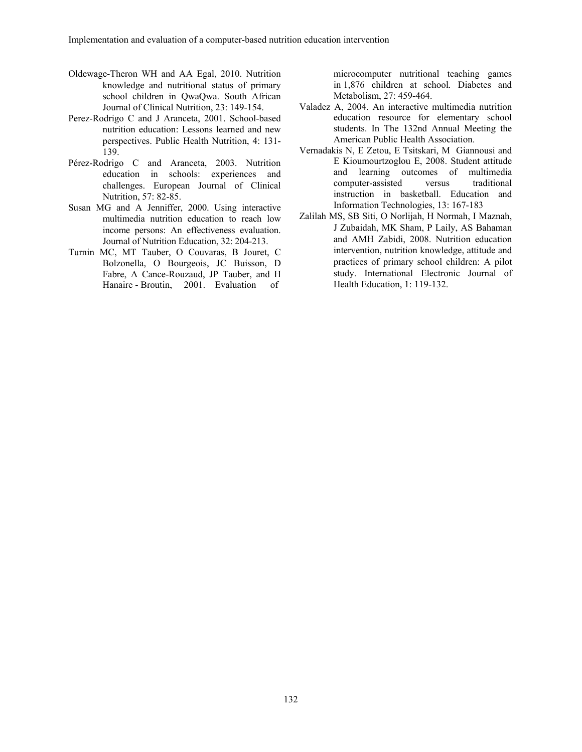Oldewage-Theron WH and AA Egal, 2010. Nutrition knowledge and nutritional status of primary school children in QwaQwa. South African Journal of Clinical Nutrition, 23: 149-154.

Perez-Rodrigo C and J Aranceta, 2001. School-based nutrition education: Lessons learned and new perspectives. Public Health Nutrition, 4: 131-139.

Pérez-Rodrigo C and Aranceta, 2003. Nutrition education in schools: experiences and challenges. European Journal of Clinical Nutrition, 57: 82-85.

Susan MG and A Jenniffer, 2000. Using interactive multimedia nutrition education to reach low income persons: An effectiveness evaluation. Journal of Nutrition Education, 32: 204-213.

Turnin MC, MT Tauber, O Couvaras, B Jouret, C Bolzonella, O Bourgeois, JC Buisson, D Fabre, A Cance-Rouzaud, JP Tauber, and H Hanaire - Broutin, 2001. Evaluation of microcomputer nutritional teaching games in 1,876 children at school. Diabetes and Metabolism, 27: 459-464.

Valadez A, 2004. An interactive multimedia nutrition education resource for elementary school students. In The 132nd Annual Meeting the American Public Health Association.

Vernadakis N, E Zetou, E Tsitskari, M Giannousi and E Kioumourtzoglou E, 2008. Student attitude and learning outcomes of multimedia computer-assisted versus traditional instruction in basketball. Education and Information Technologies, 13: 167-183

Zalilah MS, SB Siti, O Norlijah, H Normah, I Maznah, J Zubaidah, MK Sham, P Laily, AS Bahaman and AMH Zabidi, 2008. Nutrition education intervention, nutrition knowledge, attitude and practices of primary school children: A pilot study. International Electronic Journal of Health Education, 1: 119-132.